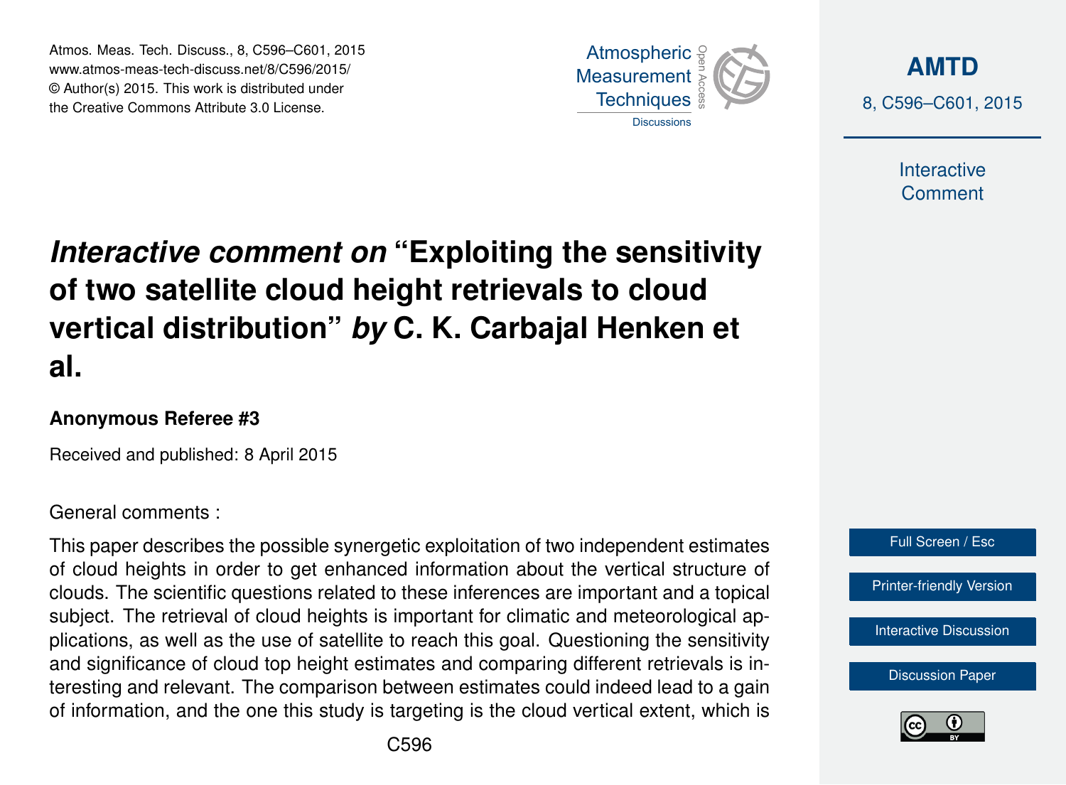# *Interactive comment on* "Exploiting the sensitivity of two satellite cloud height retrievals to cloud vertical distribution" *by* C. K. Carbajal Henken et al.

**Anonymous Referee #3**

Received and published: 8 April 2015

General comments :

This paper describes the possible synergetic exploitation of two independent estimates of cloud heights in order to get enhanced information about the vertical structure of clouds. The scientific questions related to these inferences are important and a topical subject. The retrieval of cloud heights is important for climatic and meteorological applications, as well as the use of satellite to reach this goal. Questioning the sensitivity and significance of cloud top height estimates and comparing different retrievals is interesting and relevant. The comparison between estimates could indeed lead to a gain of information, and the one this study is targeting is the cloud vertical extent, which is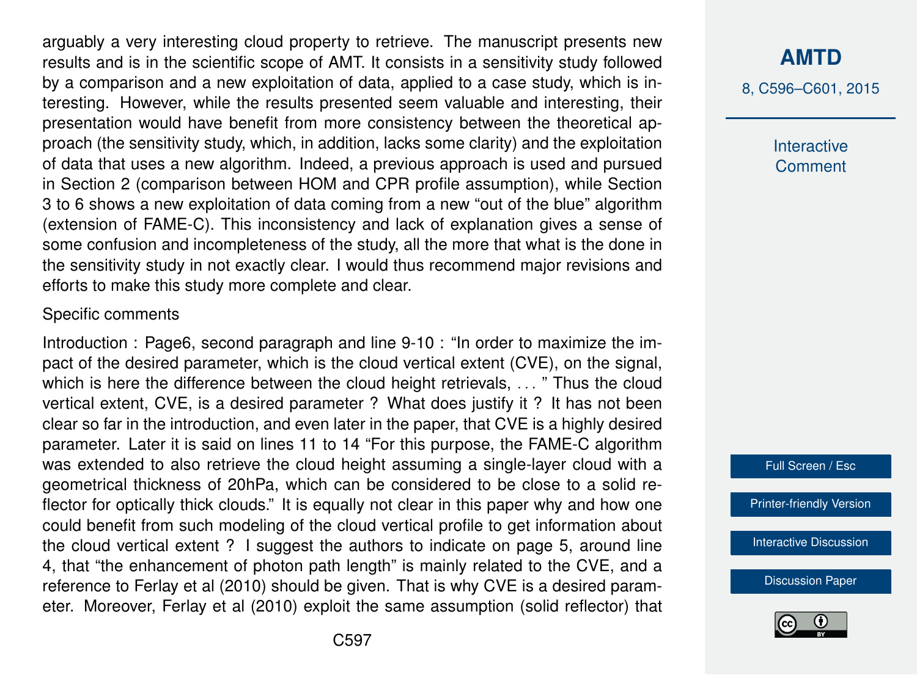arguably a very interesting cloud property to retrieve. The manuscript presents new results and is in the scientific scope of AMT. It consists in a sensitivity study followed by a comparison and a new exploitation of data, applied to a case study, which is interesting. However, while the results presented seem valuable and interesting, their presentation would have benefit from more consistency between the theoretical approach (the sensitivity study, which, in addition, lacks some clarity) and the exploitation of data that uses a new algorithm. Indeed, a previous approach is used and pursued in Section 2 (comparison between HOM and CPR profile assumption), while Section 3 to 6 shows a new exploitation of data coming from a new "out of the blue" algorithm (extension of FAME-C). This inconsistency and lack of explanation gives a sense of some confusion and incompleteness of the study, all the more that what is the done in the sensitivity study in not exactly clear. I would thus recommend major revisions and efforts to make this study more complete and clear.

Specific comments

Introduction : Page6, second paragraph and line 9-10 : "In order to maximize the impact of the desired parameter, which is the cloud vertical extent (CVE), on the signal, which is here the difference between the cloud height retrievals, . . . " Thus the cloud vertical extent, CVE, is a desired parameter ? What does justify it ? It has not been clear so far in the introduction, and even later in the paper, that CVE is a highly desired parameter. Later it is said on lines 11 to 14 "For this purpose, the FAME-C algorithm was extended to also retrieve the cloud height assuming a single-layer cloud with a geometrical thickness of 20hPa, which can be considered to be close to a solid reflector for optically thick clouds." It is equally not clear in this paper why and how one could benefit from such modeling of the cloud vertical profile to get information about the cloud vertical extent ? I suggest the authors to indicate on page 5, around line 4, that "the enhancement of photon path length" is mainly related to the CVE, and a reference to Ferlay et al (2010) should be given. That is why CVE is a desired parameter. Moreover, Ferlay et al (2010) exploit the same assumption (solid reflector) that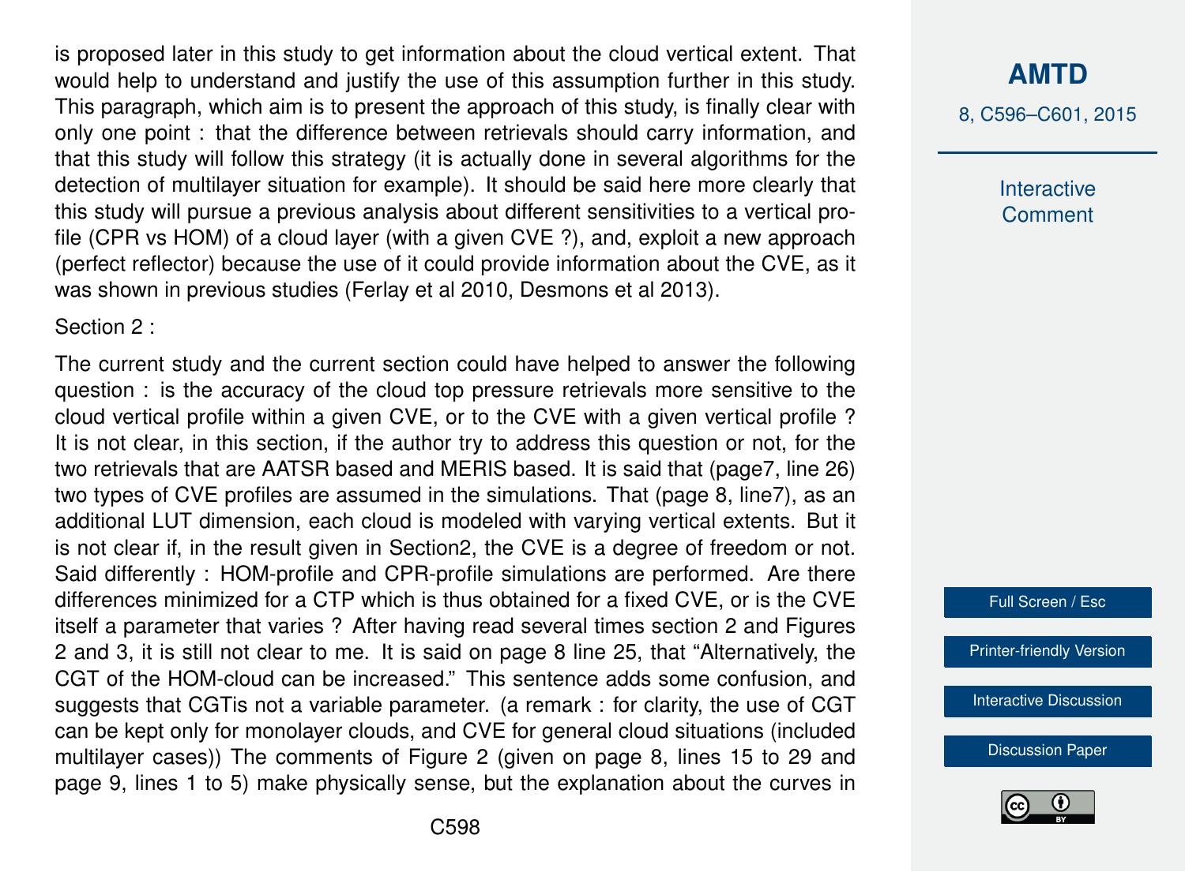is proposed later in this study to get information about the cloud vertical extent. That would help to understand and justify the use of this assumption further in this study. This paragraph, which aim is to present the approach of this study, is finally clear with only one point : that the difference between retrievals should carry information, and that this study will follow this strategy (it is actually done in several algorithms for the detection of multilayer situation for example). It should be said here more clearly that this study will pursue a previous analysis about different sensitivities to a vertical profile (CPR vs HOM) of a cloud layer (with a given CVE ?), and, exploit a new approach (perfect reflector) because the use of it could provide information about the CVE, as it was shown in previous studies (Ferlay et al 2010, Desmons et al 2013).

Section 2 :

The current study and the current section could have helped to answer the following question : is the accuracy of the cloud top pressure retrievals more sensitive to the cloud vertical profile within a given CVE, or to the CVE with a given vertical profile ? It is not clear, in this section, if the author try to address this question or not, for the two retrievals that are AATSR based and MERIS based. It is said that (page7, line 26) two types of CVE profiles are assumed in the simulations. That (page 8, line7), as an additional LUT dimension, each cloud is modeled with varying vertical extents. But it is not clear if, in the result given in Section2, the CVE is a degree of freedom or not. Said differently : HOM-profile and CPR-profile simulations are performed. Are there differences minimized for a CTP which is thus obtained for a fixed CVE, or is the CVE itself a parameter that varies ? After having read several times section 2 and Figures 2 and 3, it is still not clear to me. It is said on page 8 line 25, that "Alternatively, the CGT of the HOM-cloud can be increased." This sentence adds some confusion, and suggests that CGTis not a variable parameter. (a remark : for clarity, the use of CGT can be kept only for monolayer clouds, and CVE for general cloud situations (included multilayer cases)) The comments of Figure 2 (given on page 8, lines 15 to 29 and page 9, lines 1 to 5) make physically sense, but the explanation about the curves in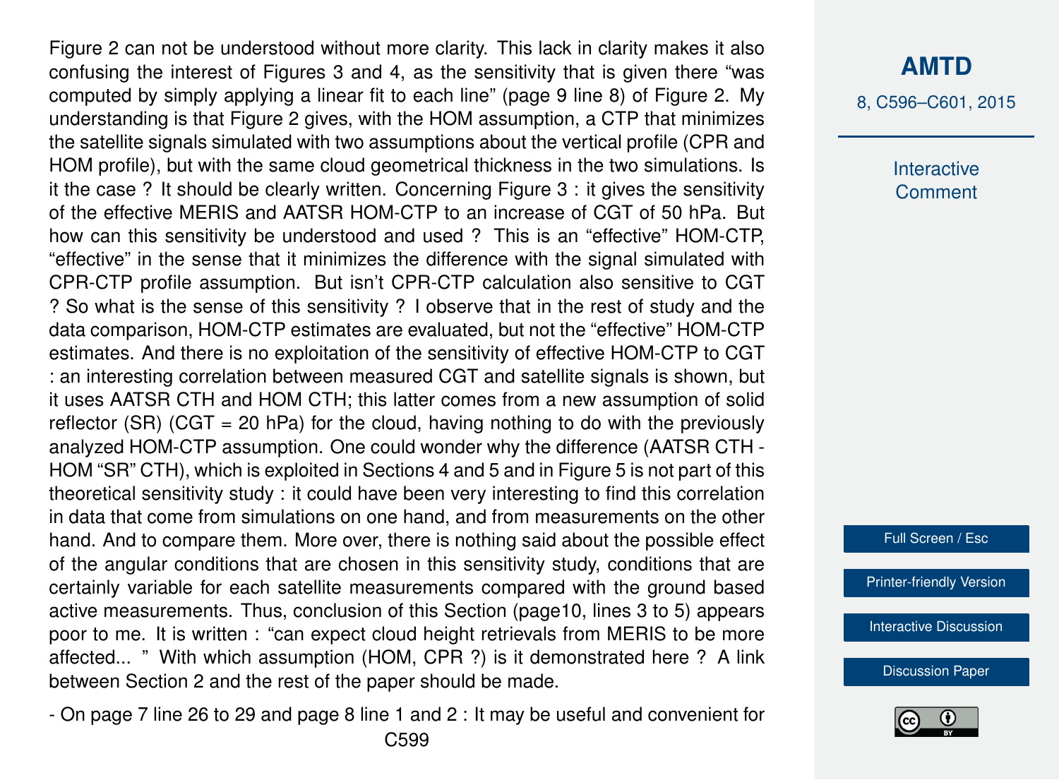Figure 2 can not be understood without more clarity. This lack in clarity makes it also confusing the interest of Figures 3 and 4, as the sensitivity that is given there "was computed by simply applying a linear fit to each line" (page 9 line 8) of Figure 2. My understanding is that Figure 2 gives, with the HOM assumption, a CTP that minimizes the satellite signals simulated with two assumptions about the vertical profile (CPR and HOM profile), but with the same cloud geometrical thickness in the two simulations. Is it the case ? It should be clearly written. Concerning Figure 3 : it gives the sensitivity of the effective MERIS and AATSR HOM-CTP to an increase of CGT of 50 hPa. But how can this sensitivity be understood and used ? This is an "effective" HOM-CTP, "effective" in the sense that it minimizes the difference with the signal simulated with CPR-CTP profile assumption. But isn't CPR-CTP calculation also sensitive to CGT ? So what is the sense of this sensitivity ? I observe that in the rest of study and the data comparison, HOM-CTP estimates are evaluated, but not the "effective" HOM-CTP estimates. And there is no exploitation of the sensitivity of effective HOM-CTP to CGT : an interesting correlation between measured CGT and satellite signals is shown, but it uses AATSR CTH and HOM CTH; this latter comes from a new assumption of solid reflector (SR) (CGT = 20 hPa) for the cloud, having nothing to do with the previously analyzed HOM-CTP assumption. One could wonder why the difference (AATSR CTH - HOM "SR" CTH), which is exploited in Sections 4 and 5 and in Figure 5 is not part of this theoretical sensitivity study : it could have been very interesting to find this correlation in data that come from simulations on one hand, and from measurements on the other hand. And to compare them. More over, there is nothing said about the possible effect of the angular conditions that are chosen in this sensitivity study, conditions that are certainly variable for each satellite measurements compared with the ground based active measurements. Thus, conclusion of this Section (page10, lines 3 to 5) appears poor to me. It is written : "can expect cloud height retrievals from MERIS to be more affected... " With which assumption (HOM, CPR ?) is it demonstrated here ? A link between Section 2 and the rest of the paper should be made.

- On page 7 line 26 to 29 and page 8 line 1 and 2 : It may be useful and convenient for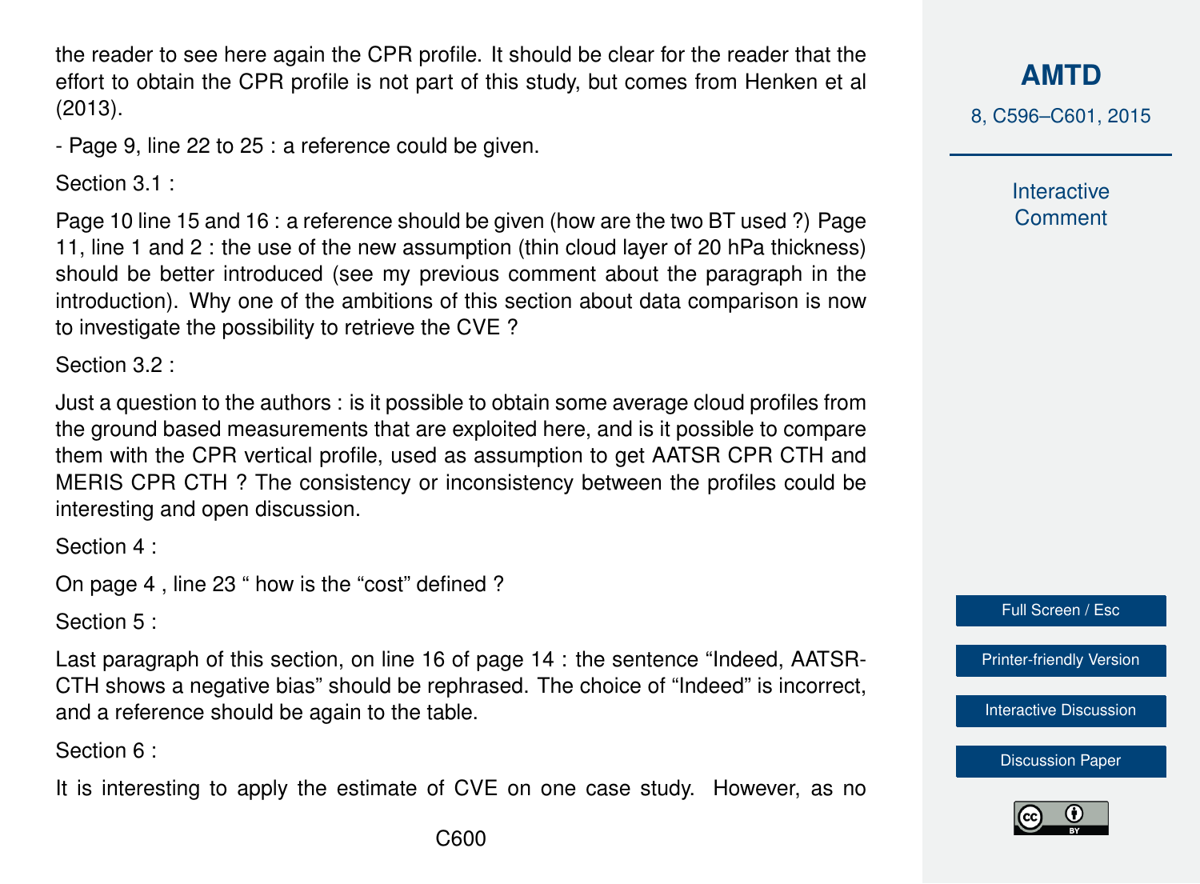the reader to see here again the CPR profile. It should be clear for the reader that the effort to obtain the CPR profile is not part of this study, but comes from Henken et al (2013).

- Page 9, line 22 to 25 : a reference could be given.

Section 3.1 :

Page 10 line 15 and 16 : a reference should be given (how are the two BT used ?) Page 11, line 1 and 2 : the use of the new assumption (thin cloud layer of 20 hPa thickness) should be better introduced (see my previous comment about the paragraph in the introduction). Why one of the ambitions of this section about data comparison is now to investigate the possibility to retrieve the CVE ?

Section 3.2 :

Just a question to the authors : is it possible to obtain some average cloud profiles from the ground based measurements that are exploited here, and is it possible to compare them with the CPR vertical profile, used as assumption to get AATSR CPR CTH and MERIS CPR CTH ? The consistency or inconsistency between the profiles could be interesting and open discussion.

Section 4 :

On page 4 , line 23 " how is the "cost" defined ?

Section 5 :

Last paragraph of this section, on line 16 of page 14 : the sentence "Indeed, AATSR-CTH shows a negative bias" should be rephrased. The choice of "Indeed" is incorrect, and a reference should be again to the table.

Section 6 :

It is interesting to apply the estimate of CVE on one case study. However, as no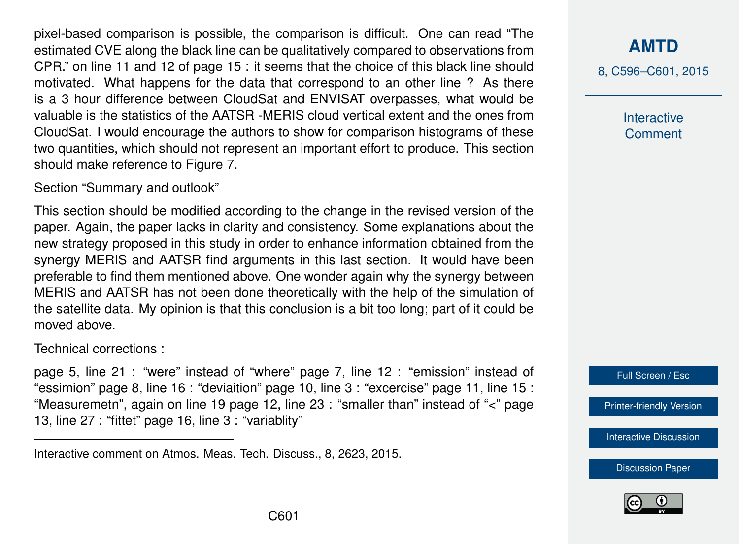pixel-based comparison is possible, the comparison is difficult. One can read "The estimated CVE along the black line can be qualitatively compared to observations from CPR." on line 11 and 12 of page 15 : it seems that the choice of this black line should motivated. What happens for the data that correspond to an other line ? As there is a 3 hour difference between CloudSat and ENVISAT overpasses, what would be valuable is the statistics of the AATSR -MERIS cloud vertical extent and the ones from CloudSat. I would encourage the authors to show for comparison histograms of these two quantities, which should not represent an important effort to produce. This section should make reference to Figure 7.

Section "Summary and outlook"

This section should be modified according to the change in the revised version of the paper. Again, the paper lacks in clarity and consistency. Some explanations about the new strategy proposed in this study in order to enhance information obtained from the synergy MERIS and AATSR find arguments in this last section. It would have been preferable to find them mentioned above. One wonder again why the synergy between MERIS and AATSR has not been done theoretically with the help of the simulation of the satellite data. My opinion is that this conclusion is a bit too long; part of it could be moved above.

Technical corrections :

page 5, line 21 : "were" instead of "where" page 7, line 12 : "emission" instead of "essimion" page 8, line 16 : "deviaition" page 10, line 3 : "excercise" page 11, line 15 : "Measuremetn", again on line 19 page 12, line 23 : "smaller than" instead of "<" page 13, line 27 : "fittet" page 16, line 3 : "variablity"

Interactive comment on Atmos. Meas. Tech. Discuss., 8, 2623, 2015.